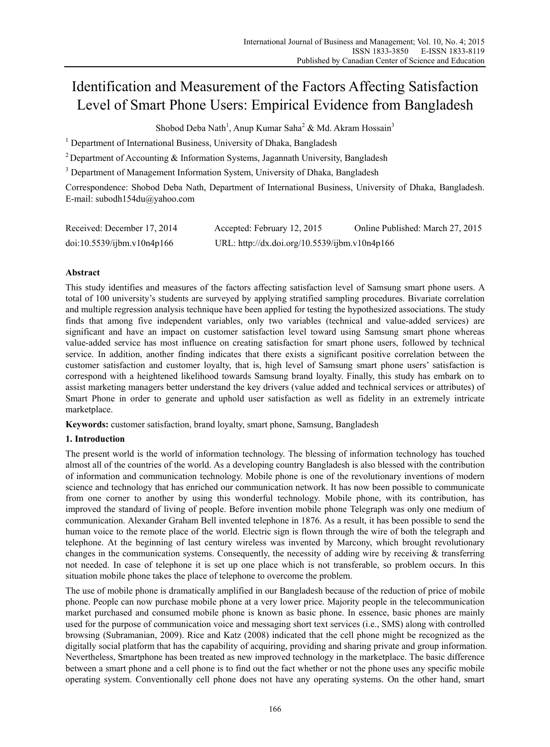# Identification and Measurement of the Factors Affecting Satisfaction Level of Smart Phone Users: Empirical Evidence from Bangladesh

Shobod Deba Nath[1], Anup Kumar Saha[2] & Md. Akram Hossain[3]

[1] Department of International Business, University of Dhaka, Bangladesh

[2] Department of Accounting & Information Systems, Jagannath University, Bangladesh

[3] Department of Management Information System, University of Dhaka, Bangladesh

Correspondence: Shobod Deba Nath, Department of International Business, University of Dhaka, Bangladesh. E-mail: subodh154du@yahoo.com

Received: December 17, 2014 Accepted: February 12, 2015 Online Published: March 27, 2015

doi:10.5539/ijbm.v10n4p166 URL: http://dx.doi.org/10.5539/ijbm.v10n4p166

## Abstract

This study identifies and measures of the factors affecting satisfaction level of Samsung smart phone users. A total of 100 university's students are surveyed by applying stratified sampling procedures. Bivariate correlation and multiple regression analysis technique have been applied for testing the hypothesized associations. The study finds that among five independent variables, only two variables (technical and value-added services) are significant and have an impact on customer satisfaction level toward using Samsung smart phone whereas value-added service has most influence on creating satisfaction for smart phone users, followed by technical service. In addition, another finding indicates that there exists a significant positive correlation between the customer satisfaction and customer loyalty, that is, high level of Samsung smart phone users' satisfaction is correspond with a heightened likelihood towards Samsung brand loyalty. Finally, this study has embark on to assist marketing managers better understand the key drivers (value added and technical services or attributes) of Smart Phone in order to generate and uphold user satisfaction as well as fidelity in an extremely intricate marketplace.

**Keywords:** customer satisfaction, brand loyalty, smart phone, Samsung, Bangladesh

## 1. Introduction

The present world is the world of information technology. The blessing of information technology has touched almost all of the countries of the world. As a developing country Bangladesh is also blessed with the contribution of information and communication technology. Mobile phone is one of the revolutionary inventions of modern science and technology that has enriched our communication network. It has now been possible to communicate from one corner to another by using this wonderful technology. Mobile phone, with its contribution, has improved the standard of living of people. Before invention mobile phone Telegraph was only one medium of communication. Alexander Graham Bell invented telephone in 1876. As a result, it has been possible to send the human voice to the remote place of the world. Electric sign is flown through the wire of both the telegraph and telephone. At the beginning of last century wireless was invented by Marcony, which brought revolutionary changes in the communication systems. Consequently, the necessity of adding wire by receiving & transferring not needed. In case of telephone it is set up one place which is not transferable, so problem occurs. In this situation mobile phone takes the place of telephone to overcome the problem.

The use of mobile phone is dramatically amplified in our Bangladesh because of the reduction of price of mobile phone. People can now purchase mobile phone at a very lower price. Majority people in the telecommunication market purchased and consumed mobile phone is known as basic phone. In essence, basic phones are mainly used for the purpose of communication voice and messaging short text services (i.e., SMS) along with controlled browsing (Subramanian, 2009). Rice and Katz (2008) indicated that the cell phone might be recognized as the digitally social platform that has the capability of acquiring, providing and sharing private and group information. Nevertheless, Smartphone has been treated as new improved technology in the marketplace. The basic difference between a smart phone and a cell phone is to find out the fact whether or not the phone uses any specific mobile operating system. Conventionally cell phone does not have any operating systems. On the other hand, smart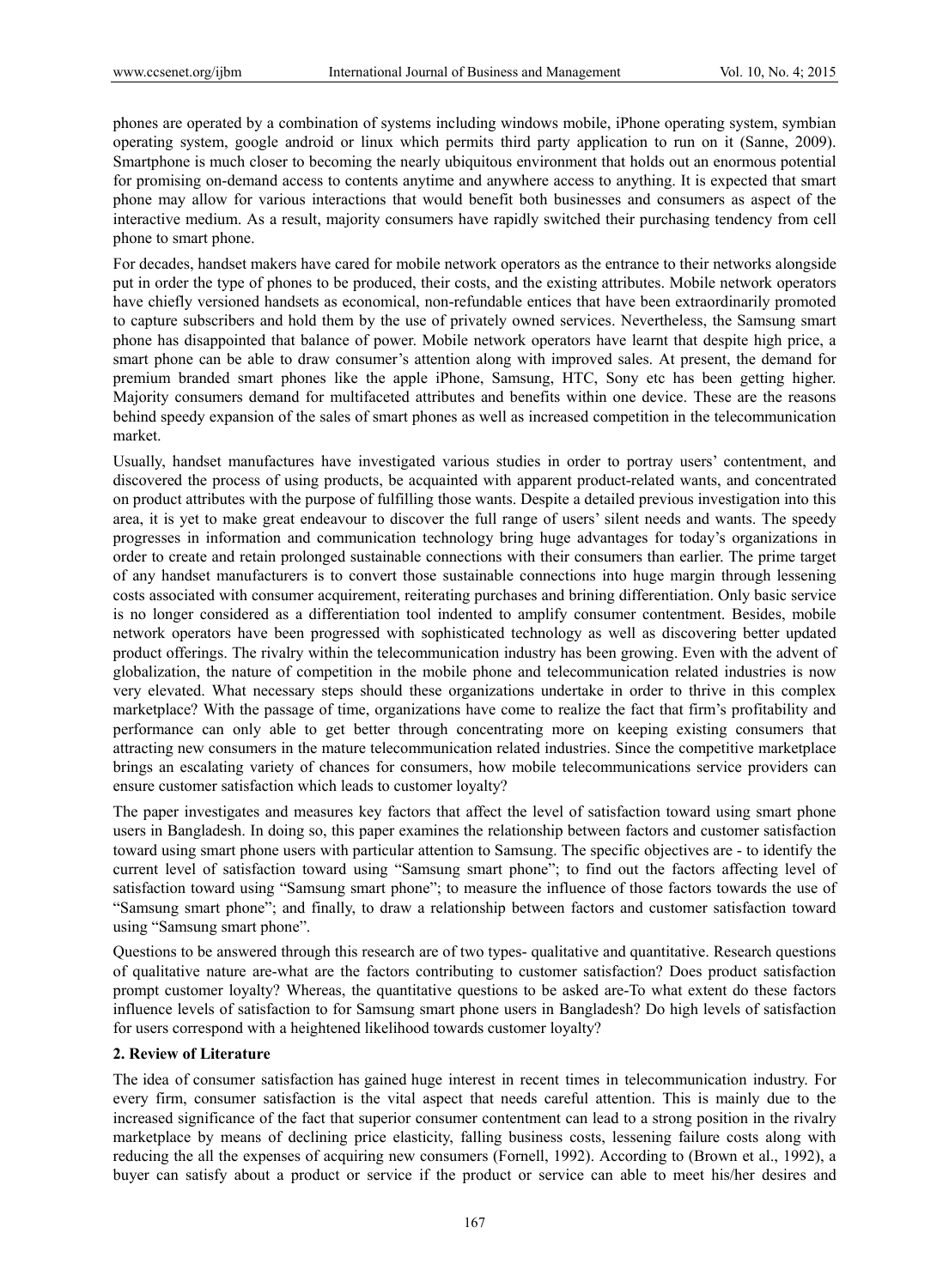phones are operated by a combination of systems including windows mobile, iPhone operating system, symbian operating system, google android or linux which permits third party application to run on it (Sanne, 2009). Smartphone is much closer to becoming the nearly ubiquitous environment that holds out an enormous potential for promising on-demand access to contents anytime and anywhere access to anything. It is expected that smart phone may allow for various interactions that would benefit both businesses and consumers as aspect of the interactive medium. As a result, majority consumers have rapidly switched their purchasing tendency from cell phone to smart phone.

For decades, handset makers have cared for mobile network operators as the entrance to their networks alongside put in order the type of phones to be produced, their costs, and the existing attributes. Mobile network operators have chiefly versioned handsets as economical, non-refundable entices that have been extraordinarily promoted to capture subscribers and hold them by the use of privately owned services. Nevertheless, the Samsung smart phone has disappointed that balance of power. Mobile network operators have learnt that despite high price, a smart phone can be able to draw consumer's attention along with improved sales. At present, the demand for premium branded smart phones like the apple iPhone, Samsung, HTC, Sony etc has been getting higher. Majority consumers demand for multifaceted attributes and benefits within one device. These are the reasons behind speedy expansion of the sales of smart phones as well as increased competition in the telecommunication market.

Usually, handset manufactures have investigated various studies in order to portray users' contentment, and discovered the process of using products, be acquainted with apparent product-related wants, and concentrated on product attributes with the purpose of fulfilling those wants. Despite a detailed previous investigation into this area, it is yet to make great endeavour to discover the full range of users' silent needs and wants. The speedy progresses in information and communication technology bring huge advantages for today's organizations in order to create and retain prolonged sustainable connections with their consumers than earlier. The prime target of any handset manufacturers is to convert those sustainable connections into huge margin through lessening costs associated with consumer acquirement, reiterating purchases and brining differentiation. Only basic service is no longer considered as a differentiation tool indented to amplify consumer contentment. Besides, mobile network operators have been progressed with sophisticated technology as well as discovering better updated product offerings. The rivalry within the telecommunication industry has been growing. Even with the advent of globalization, the nature of competition in the mobile phone and telecommunication related industries is now very elevated. What necessary steps should these organizations undertake in order to thrive in this complex marketplace? With the passage of time, organizations have come to realize the fact that firm's profitability and performance can only able to get better through concentrating more on keeping existing consumers that attracting new consumers in the mature telecommunication related industries. Since the competitive marketplace brings an escalating variety of chances for consumers, how mobile telecommunications service providers can ensure customer satisfaction which leads to customer loyalty?

The paper investigates and measures key factors that affect the level of satisfaction toward using smart phone users in Bangladesh. In doing so, this paper examines the relationship between factors and customer satisfaction toward using smart phone users with particular attention to Samsung. The specific objectives are - to identify the current level of satisfaction toward using "Samsung smart phone"; to find out the factors affecting level of satisfaction toward using "Samsung smart phone"; to measure the influence of those factors towards the use of "Samsung smart phone"; and finally, to draw a relationship between factors and customer satisfaction toward using "Samsung smart phone".

Questions to be answered through this research are of two types- qualitative and quantitative. Research questions of qualitative nature are-what are the factors contributing to customer satisfaction? Does product satisfaction prompt customer loyalty? Whereas, the quantitative questions to be asked are-To what extent do these factors influence levels of satisfaction to for Samsung smart phone users in Bangladesh? Do high levels of satisfaction for users correspond with a heightened likelihood towards customer loyalty?

## 2. Review of Literature

The idea of consumer satisfaction has gained huge interest in recent times in telecommunication industry. For every firm, consumer satisfaction is the vital aspect that needs careful attention. This is mainly due to the increased significance of the fact that superior consumer contentment can lead to a strong position in the rivalry marketplace by means of declining price elasticity, falling business costs, lessening failure costs along with reducing the all the expenses of acquiring new consumers (Fornell, 1992). According to (Brown et al., 1992), a buyer can satisfy about a product or service if the product or service can able to meet his/her desires and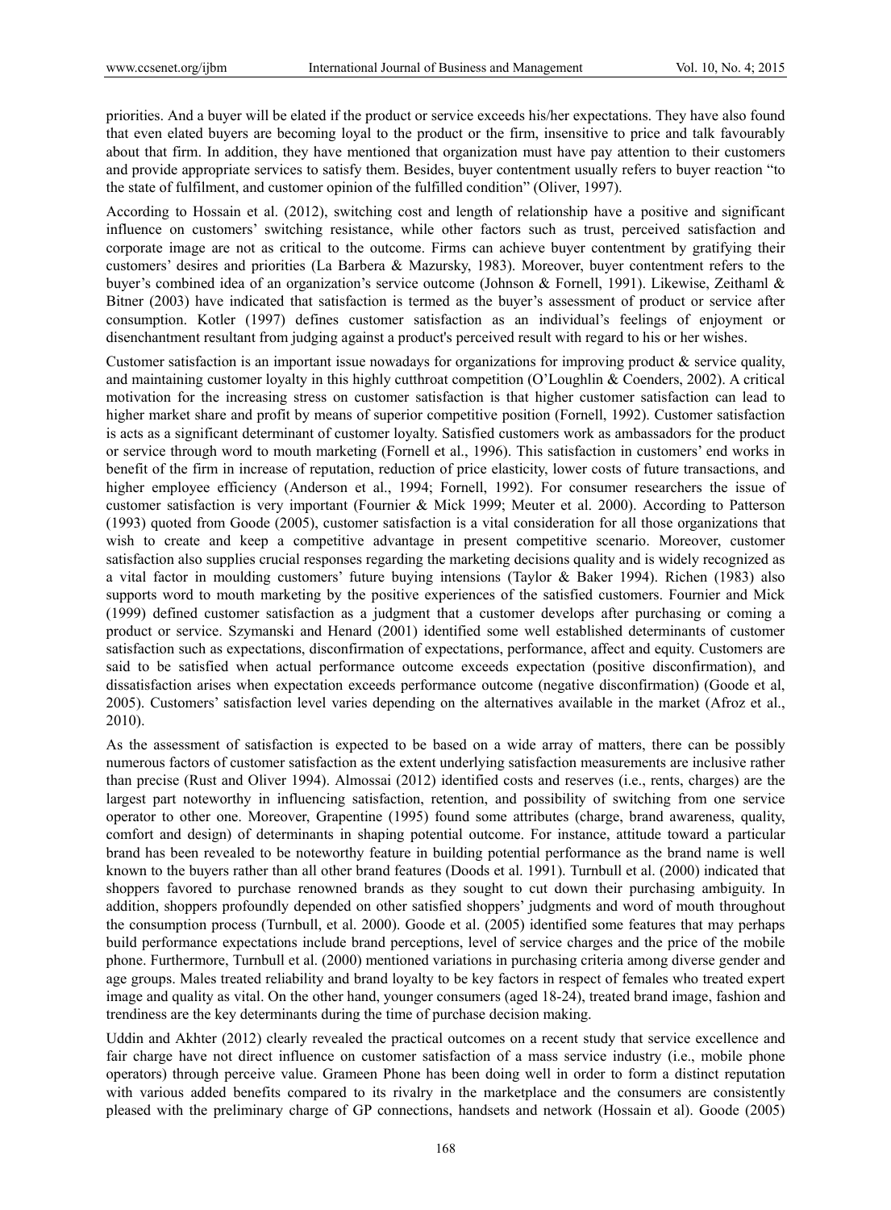priorities. And a buyer will be elated if the product or service exceeds his/her expectations. They have also found that even elated buyers are becoming loyal to the product or the firm, insensitive to price and talk favourably about that firm. In addition, they have mentioned that organization must have pay attention to their customers and provide appropriate services to satisfy them. Besides, buyer contentment usually refers to buyer reaction "to the state of fulfilment, and customer opinion of the fulfilled condition" (Oliver, 1997).

According to Hossain et al. (2012), switching cost and length of relationship have a positive and significant influence on customers' switching resistance, while other factors such as trust, perceived satisfaction and corporate image are not as critical to the outcome. Firms can achieve buyer contentment by gratifying their customers' desires and priorities (La Barbera & Mazursky, 1983). Moreover, buyer contentment refers to the buyer's combined idea of an organization's service outcome (Johnson & Fornell, 1991). Likewise, Zeithaml & Bitner (2003) have indicated that satisfaction is termed as the buyer's assessment of product or service after consumption. Kotler (1997) defines customer satisfaction as an individual's feelings of enjoyment or disenchantment resultant from judging against a product's perceived result with regard to his or her wishes.

Customer satisfaction is an important issue nowadays for organizations for improving product & service quality, and maintaining customer loyalty in this highly cutthroat competition (O'Loughlin & Coenders, 2002). A critical motivation for the increasing stress on customer satisfaction is that higher customer satisfaction can lead to higher market share and profit by means of superior competitive position (Fornell, 1992). Customer satisfaction is acts as a significant determinant of customer loyalty. Satisfied customers work as ambassadors for the product or service through word to mouth marketing (Fornell et al., 1996). This satisfaction in customers' end works in benefit of the firm in increase of reputation, reduction of price elasticity, lower costs of future transactions, and higher employee efficiency (Anderson et al., 1994; Fornell, 1992). For consumer researchers the issue of customer satisfaction is very important (Fournier & Mick 1999; Meuter et al. 2000). According to Patterson (1993) quoted from Goode (2005), customer satisfaction is a vital consideration for all those organizations that wish to create and keep a competitive advantage in present competitive scenario. Moreover, customer satisfaction also supplies crucial responses regarding the marketing decisions quality and is widely recognized as a vital factor in moulding customers' future buying intensions (Taylor & Baker 1994). Richen (1983) also supports word to mouth marketing by the positive experiences of the satisfied customers. Fournier and Mick (1999) defined customer satisfaction as a judgment that a customer develops after purchasing or coming a product or service. Szymanski and Henard (2001) identified some well established determinants of customer satisfaction such as expectations, disconfirmation of expectations, performance, affect and equity. Customers are said to be satisfied when actual performance outcome exceeds expectation (positive disconfirmation), and dissatisfaction arises when expectation exceeds performance outcome (negative disconfirmation) (Goode et al, 2005). Customers' satisfaction level varies depending on the alternatives available in the market (Afroz et al., 2010).

As the assessment of satisfaction is expected to be based on a wide array of matters, there can be possibly numerous factors of customer satisfaction as the extent underlying satisfaction measurements are inclusive rather than precise (Rust and Oliver 1994). Almossai (2012) identified costs and reserves (i.e., rents, charges) are the largest part noteworthy in influencing satisfaction, retention, and possibility of switching from one service operator to other one. Moreover, Grapentine (1995) found some attributes (charge, brand awareness, quality, comfort and design) of determinants in shaping potential outcome. For instance, attitude toward a particular brand has been revealed to be noteworthy feature in building potential performance as the brand name is well known to the buyers rather than all other brand features (Doods et al. 1991). Turnbull et al. (2000) indicated that shoppers favored to purchase renowned brands as they sought to cut down their purchasing ambiguity. In addition, shoppers profoundly depended on other satisfied shoppers' judgments and word of mouth throughout the consumption process (Turnbull, et al. 2000). Goode et al. (2005) identified some features that may perhaps build performance expectations include brand perceptions, level of service charges and the price of the mobile phone. Furthermore, Turnbull et al. (2000) mentioned variations in purchasing criteria among diverse gender and age groups. Males treated reliability and brand loyalty to be key factors in respect of females who treated expert image and quality as vital. On the other hand, younger consumers (aged 18-24), treated brand image, fashion and trendiness are the key determinants during the time of purchase decision making.

Uddin and Akhter (2012) clearly revealed the practical outcomes on a recent study that service excellence and fair charge have not direct influence on customer satisfaction of a mass service industry (i.e., mobile phone operators) through perceive value. Grameen Phone has been doing well in order to form a distinct reputation with various added benefits compared to its rivalry in the marketplace and the consumers are consistently pleased with the preliminary charge of GP connections, handsets and network (Hossain et al). Goode (2005)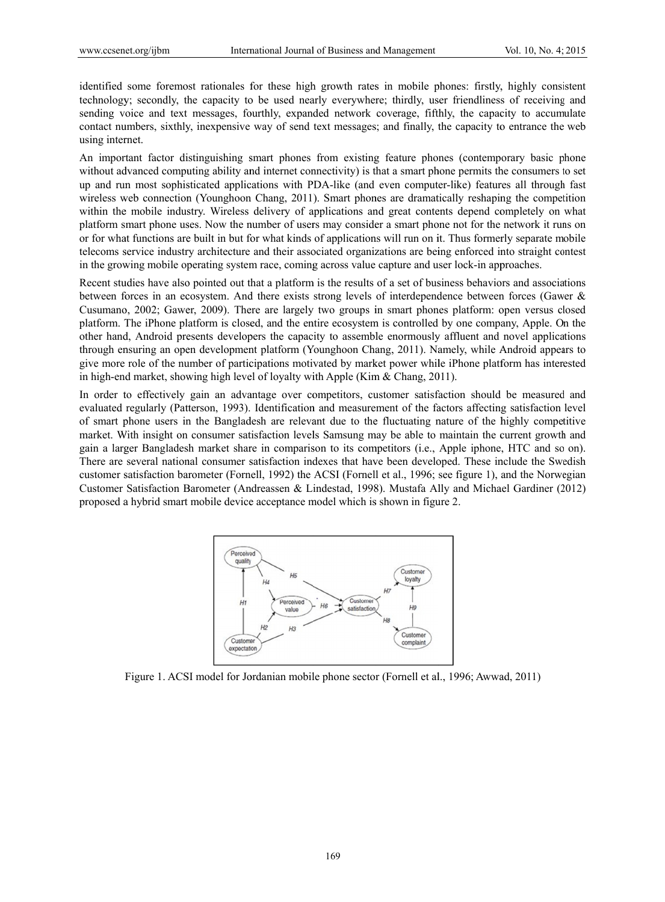identified some foremost rationales for these high growth rates in mobile phones: firstly, highly consistent technology; secondly, the capacity to be used nearly everywhere; thirdly, user friendliness of receiving and sending voice and text messages, fourthly, expanded network coverage, fifthly, the capacity to accumulate contact numbers, sixthly, inexpensive way of send text messages; and finally, the capacity to entrance the web using internet.

An important factor distinguishing smart phones from existing feature phones (contemporary basic phone without advanced computing ability and internet connectivity) is that a smart phone permits the consumers to set up and run most sophisticated applications with PDA-like (and even computer-like) features all through fast wireless web connection (Younghoon Chang, 2011). Smart phones are dramatically reshaping the competition within the mobile industry. Wireless delivery of applications and great contents depend completely on what platform smart phone uses. Now the number of users may consider a smart phone not for the network it runs on or for what functions are built in but for what kinds of applications will run on it. Thus formerly separate mobile telecoms service industry architecture and their associated organizations are being enforced into straight contest in the growing mobile operating system race, coming across value capture and user lock-in approaches.

Recent studies have also pointed out that a platform is the results of a set of business behaviors and associations between forces in an ecosystem. And there exists strong levels of interdependence between forces (Gawer & Cusumano, 2002; Gawer, 2009). There are largely two groups in smart phones platform: open versus closed platform. The iPhone platform is closed, and the entire ecosystem is controlled by one company, Apple. On the other hand, Android presents developers the capacity to assemble enormously affluent and novel applications through ensuring an open development platform (Younghoon Chang, 2011). Namely, while Android appears to give more role of the number of participations motivated by market power while iPhone platform has interested in high-end market, showing high level of loyalty with Apple (Kim & Chang, 2011).

In order to effectively gain an advantage over competitors, customer satisfaction should be measured and evaluated regularly (Patterson, 1993). Identification and measurement of the factors affecting satisfaction level of smart phone users in the Bangladesh are relevant due to the fluctuating nature of the highly competitive market. With insight on consumer satisfaction levels Samsung may be able to maintain the current growth and gain a larger Bangladesh market share in comparison to its competitors (i.e., Apple iphone, HTC and so on). There are several national consumer satisfaction indexes that have been developed. These include the Swedish customer satisfaction barometer (Fornell, 1992) the ACSI (Fornell et al., 1996; see figure 1), and the Norwegian Customer Satisfaction Barometer (Andreassen & Lindestad, 1998). Mustafa Ally and Michael Gardiner (2012) proposed a hybrid smart mobile device acceptance model which is shown in figure 2.

Figure 1. ACSI model for Jordanian mobile phone sector (Fornell et al., 1996; Awwad, 2011)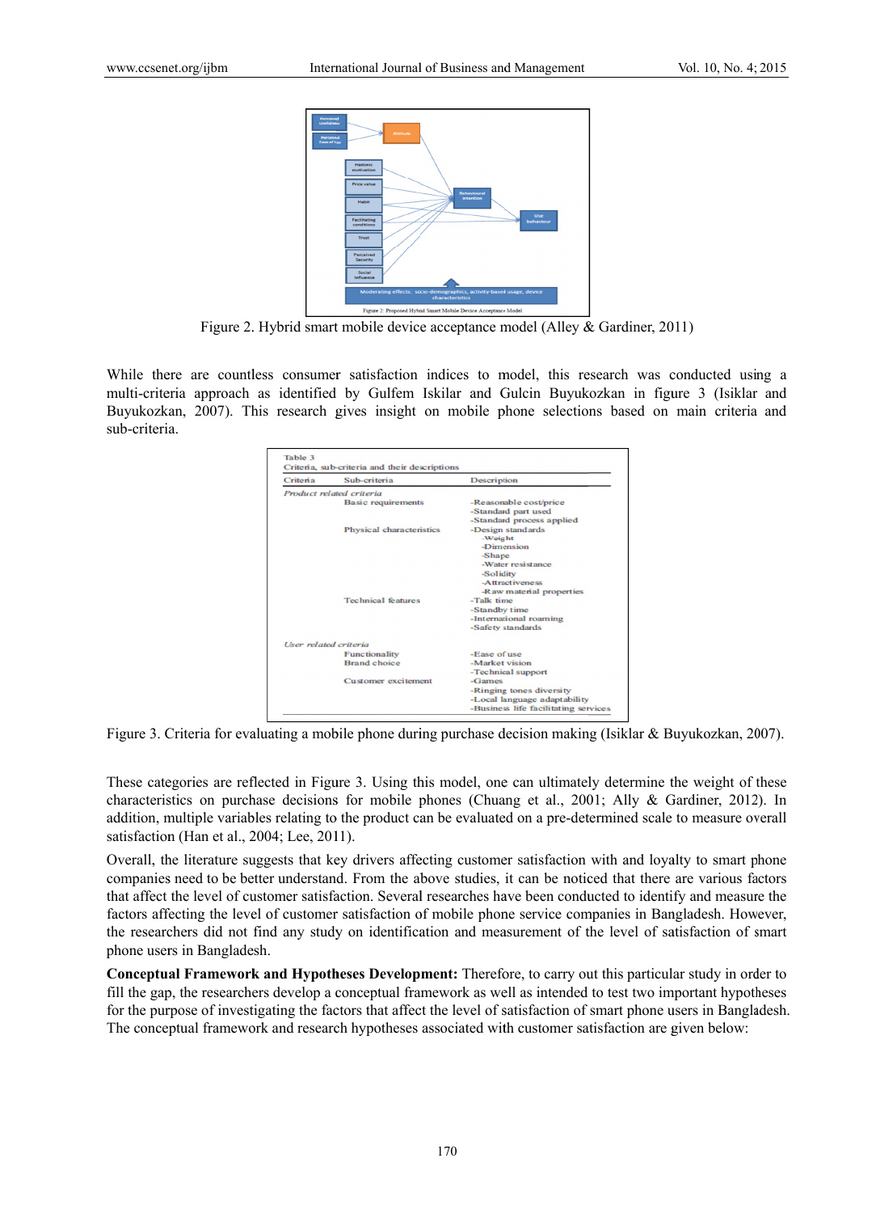Figure 2. Hybrid smart mobile device acceptance model (Alley & Gardiner, 2011)

While there are countless consumer satisfaction indices to model, this research was conducted using a multi-criteria approach as identified by Gulfem Iskilar and Gulcin Buyukozkan in figure 3 (Isiklar and Buyukozkan, 2007). This research gives insight on mobile phone selections based on main criteria and sub-criteria.

Table 3
Criteria, sub-criteria and their descriptions

| Criteria | Sub-criteria | Description |
|---|---|---|
| *Product related criteria* | | |
| | Basic requirements | -Reasonable cost/price<br>-Standard part used<br>-Standard process applied |
| | Physical characteristics | -Design standards<br>-Weight<br>-Dimension<br>-Shape<br>-Water resistance<br>-Solidity<br>-Attractiveness<br>-Raw material properties |
| | Technical features | -Talk time<br>-Standby time<br>-International roaming<br>-Safety standards |
| *User related criteria* | | |
| | Functionality | -Ease of use |
| | Brand choice | -Market vision<br>-Technical support |
| | Customer excitement | -Games<br>-Ringing tones diversity<br>-Local language adaptability<br>-Business life facilitating services |

Figure 3. Criteria for evaluating a mobile phone during purchase decision making (Isiklar & Buyukozkan, 2007).

These categories are reflected in Figure 3. Using this model, one can ultimately determine the weight of these characteristics on purchase decisions for mobile phones (Chuang et al., 2001; Ally & Gardiner, 2012). In addition, multiple variables relating to the product can be evaluated on a pre-determined scale to measure overall satisfaction (Han et al., 2004; Lee, 2011).

Overall, the literature suggests that key drivers affecting customer satisfaction with and loyalty to smart phone companies need to be better understand. From the above studies, it can be noticed that there are various factors that affect the level of customer satisfaction. Several researches have been conducted to identify and measure the factors affecting the level of customer satisfaction of mobile phone service companies in Bangladesh. However, the researchers did not find any study on identification and measurement of the level of satisfaction of smart phone users in Bangladesh.

**Conceptual Framework and Hypotheses Development:** Therefore, to carry out this particular study in order to fill the gap, the researchers develop a conceptual framework as well as intended to test two important hypotheses for the purpose of investigating the factors that affect the level of satisfaction of smart phone users in Bangladesh. The conceptual framework and research hypotheses associated with customer satisfaction are given below: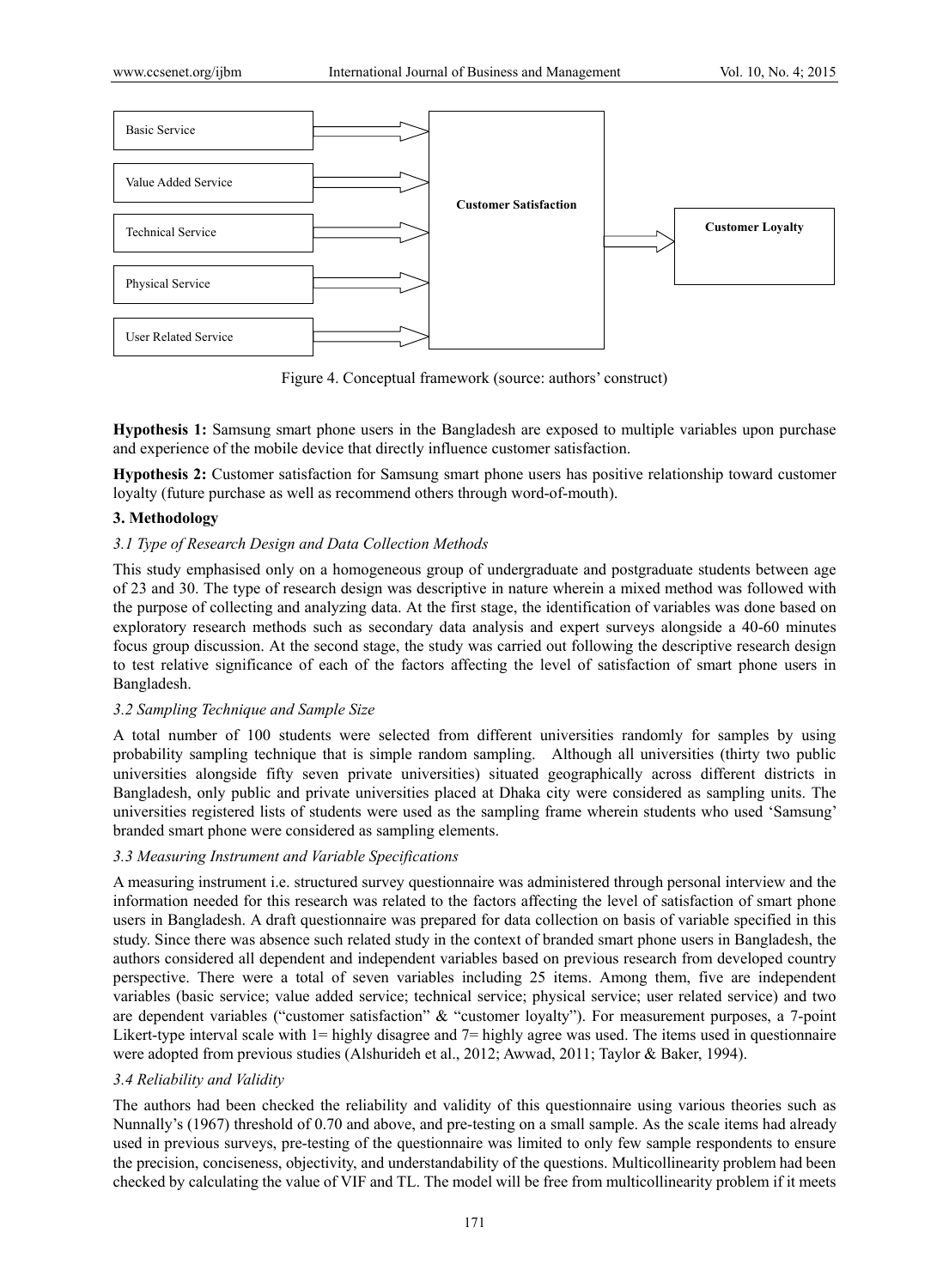Basic Service

Value Added Service

Technical Service

Physical Service

User Related Service

Customer Satisfaction

Customer Loyalty

Figure 4. Conceptual framework (source: authors' construct)

**Hypothesis 1:** Samsung smart phone users in the Bangladesh are exposed to multiple variables upon purchase and experience of the mobile device that directly influence customer satisfaction.

**Hypothesis 2:** Customer satisfaction for Samsung smart phone users has positive relationship toward customer loyalty (future purchase as well as recommend others through word-of-mouth).

## 3. Methodology

### *3.1 Type of Research Design and Data Collection Methods*

This study emphasised only on a homogeneous group of undergraduate and postgraduate students between age of 23 and 30. The type of research design was descriptive in nature wherein a mixed method was followed with the purpose of collecting and analyzing data. At the first stage, the identification of variables was done based on exploratory research methods such as secondary data analysis and expert surveys alongside a 40-60 minutes focus group discussion. At the second stage, the study was carried out following the descriptive research design to test relative significance of each of the factors affecting the level of satisfaction of smart phone users in Bangladesh.

### *3.2 Sampling Technique and Sample Size*

A total number of 100 students were selected from different universities randomly for samples by using probability sampling technique that is simple random sampling. Although all universities (thirty two public universities alongside fifty seven private universities) situated geographically across different districts in Bangladesh, only public and private universities placed at Dhaka city were considered as sampling units. The universities registered lists of students were used as the sampling frame wherein students who used 'Samsung' branded smart phone were considered as sampling elements.

### *3.3 Measuring Instrument and Variable Specifications*

A measuring instrument i.e. structured survey questionnaire was administered through personal interview and the information needed for this research was related to the factors affecting the level of satisfaction of smart phone users in Bangladesh. A draft questionnaire was prepared for data collection on basis of variable specified in this study. Since there was absence such related study in the context of branded smart phone users in Bangladesh, the authors considered all dependent and independent variables based on previous research from developed country perspective. There were a total of seven variables including 25 items. Among them, five are independent variables (basic service; value added service; technical service; physical service; user related service) and two are dependent variables ("customer satisfaction" & "customer loyalty"). For measurement purposes, a 7-point Likert-type interval scale with 1= highly disagree and 7= highly agree was used. The items used in questionnaire were adopted from previous studies (Alshurideh et al., 2012; Awwad, 2011; Taylor & Baker, 1994).

### *3.4 Reliability and Validity*

The authors had been checked the reliability and validity of this questionnaire using various theories such as Nunnally's (1967) threshold of 0.70 and above, and pre-testing on a small sample. As the scale items had already used in previous surveys, pre-testing of the questionnaire was limited to only few sample respondents to ensure the precision, conciseness, objectivity, and understandability of the questions. Multicollinearity problem had been checked by calculating the value of VIF and TL. The model will be free from multicollinearity problem if it meets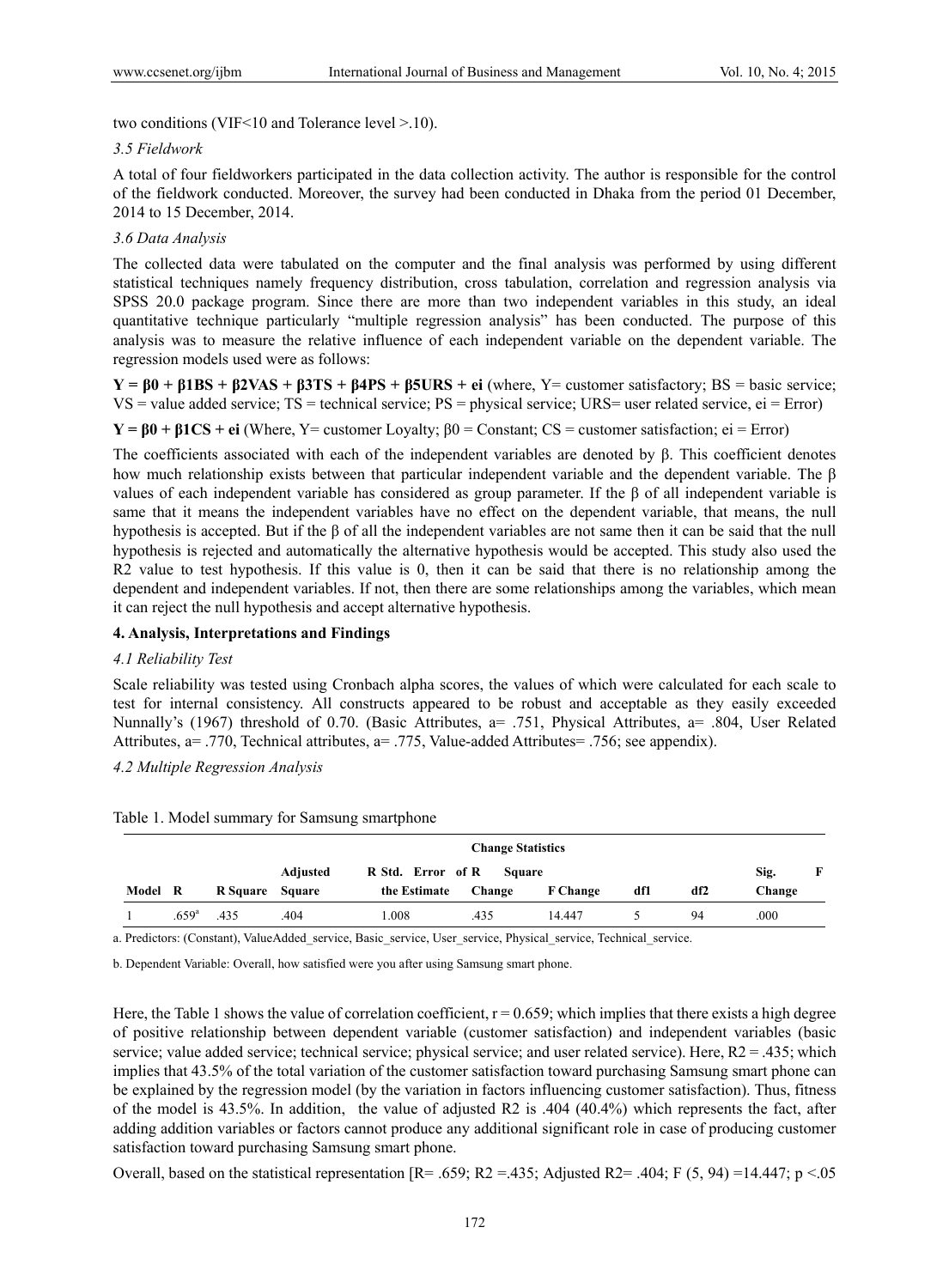two conditions (VIF<10 and Tolerance level >.10).

*3.5 Fieldwork*

A total of four fieldworkers participated in the data collection activity. The author is responsible for the control of the fieldwork conducted. Moreover, the survey had been conducted in Dhaka from the period 01 December, 2014 to 15 December, 2014.

*3.6 Data Analysis*

The collected data were tabulated on the computer and the final analysis was performed by using different statistical techniques namely frequency distribution, cross tabulation, correlation and regression analysis via SPSS 20.0 package program. Since there are more than two independent variables in this study, an ideal quantitative technique particularly "multiple regression analysis" has been conducted. The purpose of this analysis was to measure the relative influence of each independent variable on the dependent variable. The regression models used were as follows:

$\mathbf{Y = \beta_0 + \beta_1 BS + \beta_2 VAS + \beta_3 TS + \beta_4 PS + \beta_5 URS + e_i}$ (where, Y= customer satisfactory; BS = basic service; VS = value added service; TS = technical service; PS = physical service; URS= user related service, ei = Error)

$\mathbf{Y = \beta_0 + \beta_1 CS + e_i}$ (Where, Y= customer Loyalty; $\beta_0$ = Constant; CS = customer satisfaction; ei = Error)

The coefficients associated with each of the independent variables are denoted by β. This coefficient denotes how much relationship exists between that particular independent variable and the dependent variable. The β values of each independent variable has considered as group parameter. If the β of all independent variable is same that it means the independent variables have no effect on the dependent variable, that means, the null hypothesis is accepted. But if the β of all the independent variables are not same then it can be said that the null hypothesis is rejected and automatically the alternative hypothesis would be accepted. This study also used the R2 value to test hypothesis. If this value is 0, then it can be said that there is no relationship among the dependent and independent variables. If not, then there are some relationships among the variables, which mean it can reject the null hypothesis and accept alternative hypothesis.

## 4. Analysis, Interpretations and Findings

*4.1 Reliability Test*

Scale reliability was tested using Cronbach alpha scores, the values of which were calculated for each scale to test for internal consistency. All constructs appeared to be robust and acceptable as they easily exceeded Nunnally's (1967) threshold of 0.70. (Basic Attributes, a= .751, Physical Attributes, a= .804, User Related Attributes, a= .770, Technical attributes, a= .775, Value-added Attributes= .756; see appendix).

*4.2 Multiple Regression Analysis*

Table 1. Model summary for Samsung smartphone

| | | | | | Change Statistics | | | | |
|---|---|---|---|---|---|---|---|---|---|
| Model | R | R Square | Adjusted R Square | Std. Error of the Estimate | R Square Change | F Change | df1 | df2 | Sig. F Change |
| 1 | .659[a] | .435 | .404 | 1.008 | .435 | 14.447 | 5 | 94 | .000 |

a. Predictors: (Constant), ValueAdded_service, Basic_service, User_service, Physical_service, Technical_service.

b. Dependent Variable: Overall, how satisfied were you after using Samsung smart phone.

Here, the Table 1 shows the value of correlation coefficient, r = 0.659; which implies that there exists a high degree of positive relationship between dependent variable (customer satisfaction) and independent variables (basic service; value added service; technical service; physical service; and user related service). Here, R2 = .435; which implies that 43.5% of the total variation of the customer satisfaction toward purchasing Samsung smart phone can be explained by the regression model (by the variation in factors influencing customer satisfaction). Thus, fitness of the model is 43.5%. In addition, the value of adjusted R2 is .404 (40.4%) which represents the fact, after adding addition variables or factors cannot produce any additional significant role in case of producing customer satisfaction toward purchasing Samsung smart phone.

Overall, based on the statistical representation [R= .659; R2 =.435; Adjusted R2= .404; F (5, 94) =14.447; p <.05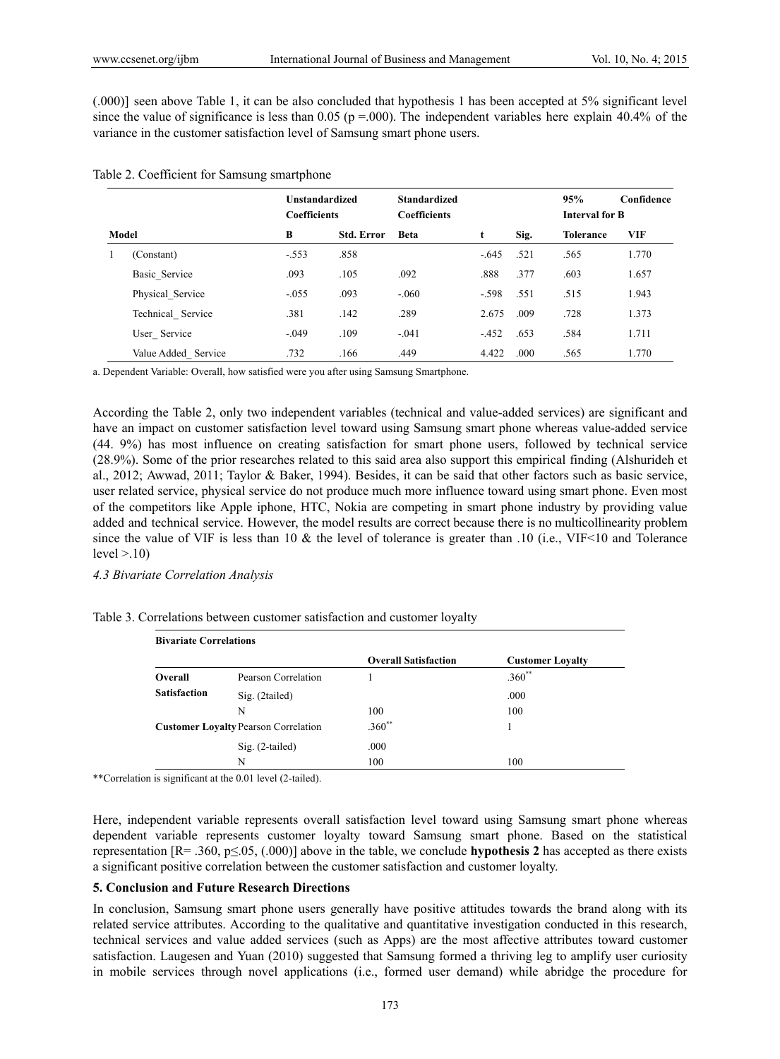(.000)] seen above Table 1, it can be also concluded that hypothesis 1 has been accepted at 5% significant level since the value of significance is less than 0.05 (p =.000). The independent variables here explain 40.4% of the variance in the customer satisfaction level of Samsung smart phone users.

Table 2. Coefficient for Samsung smartphone

| Model | | Unstandardized Coefficients | | Standardized Coefficients | | | 95% Confidence Interval for B | |
|---|---|---|---|---|---|---|---|---|
| | | B | Std. Error | Beta | t | Sig. | Tolerance | VIF |
| 1 | (Constant) | -.553 | .858 | | -.645 | .521 | .565 | 1.770 |
| | Basic_Service | .093 | .105 | .092 | .888 | .377 | .603 | 1.657 |
| | Physical_Service | -.055 | .093 | -.060 | -.598 | .551 | .515 | 1.943 |
| | Technical_ Service | .381 | .142 | .289 | 2.675 | .009 | .728 | 1.373 |
| | User_ Service | -.049 | .109 | -.041 | -.452 | .653 | .584 | 1.711 |
| | Value Added_ Service | .732 | .166 | .449 | 4.422 | .000 | .565 | 1.770 |

a. Dependent Variable: Overall, how satisfied were you after using Samsung Smartphone.

According the Table 2, only two independent variables (technical and value-added services) are significant and have an impact on customer satisfaction level toward using Samsung smart phone whereas value-added service (44. 9%) has most influence on creating satisfaction for smart phone users, followed by technical service (28.9%). Some of the prior researches related to this said area also support this empirical finding (Alshurideh et al., 2012; Awwad, 2011; Taylor & Baker, 1994). Besides, it can be said that other factors such as basic service, user related service, physical service do not produce much more influence toward using smart phone. Even most of the competitors like Apple iphone, HTC, Nokia are competing in smart phone industry by providing value added and technical service. However, the model results are correct because there is no multicollinearity problem since the value of VIF is less than 10 & the level of tolerance is greater than .10 (i.e., VIF<10 and Tolerance level >.10)

*4.3 Bivariate Correlation Analysis*

Table 3. Correlations between customer satisfaction and customer loyalty

| Bivariate Correlations | | | |
|---|---|---|---|
| | | Overall Satisfaction | Customer Loyalty |
| Overall Satisfaction | Pearson Correlation | 1 | .360** |
| | Sig. (2tailed) | | .000 |
| | N | 100 | 100 |
| Customer Loyalty | Pearson Correlation | .360** | 1 |
| | Sig. (2-tailed) | .000 | |
| | N | 100 | 100 |

**Correlation is significant at the 0.01 level (2-tailed).

Here, independent variable represents overall satisfaction level toward using Samsung smart phone whereas dependent variable represents customer loyalty toward Samsung smart phone. Based on the statistical representation [R= .360, p≤.05, (.000)] above in the table, we conclude **hypothesis 2** has accepted as there exists a significant positive correlation between the customer satisfaction and customer loyalty.

## 5. Conclusion and Future Research Directions

In conclusion, Samsung smart phone users generally have positive attitudes towards the brand along with its related service attributes. According to the qualitative and quantitative investigation conducted in this research, technical services and value added services (such as Apps) are the most affective attributes toward customer satisfaction. Laugesen and Yuan (2010) suggested that Samsung formed a thriving leg to amplify user curiosity in mobile services through novel applications (i.e., formed user demand) while abridge the procedure for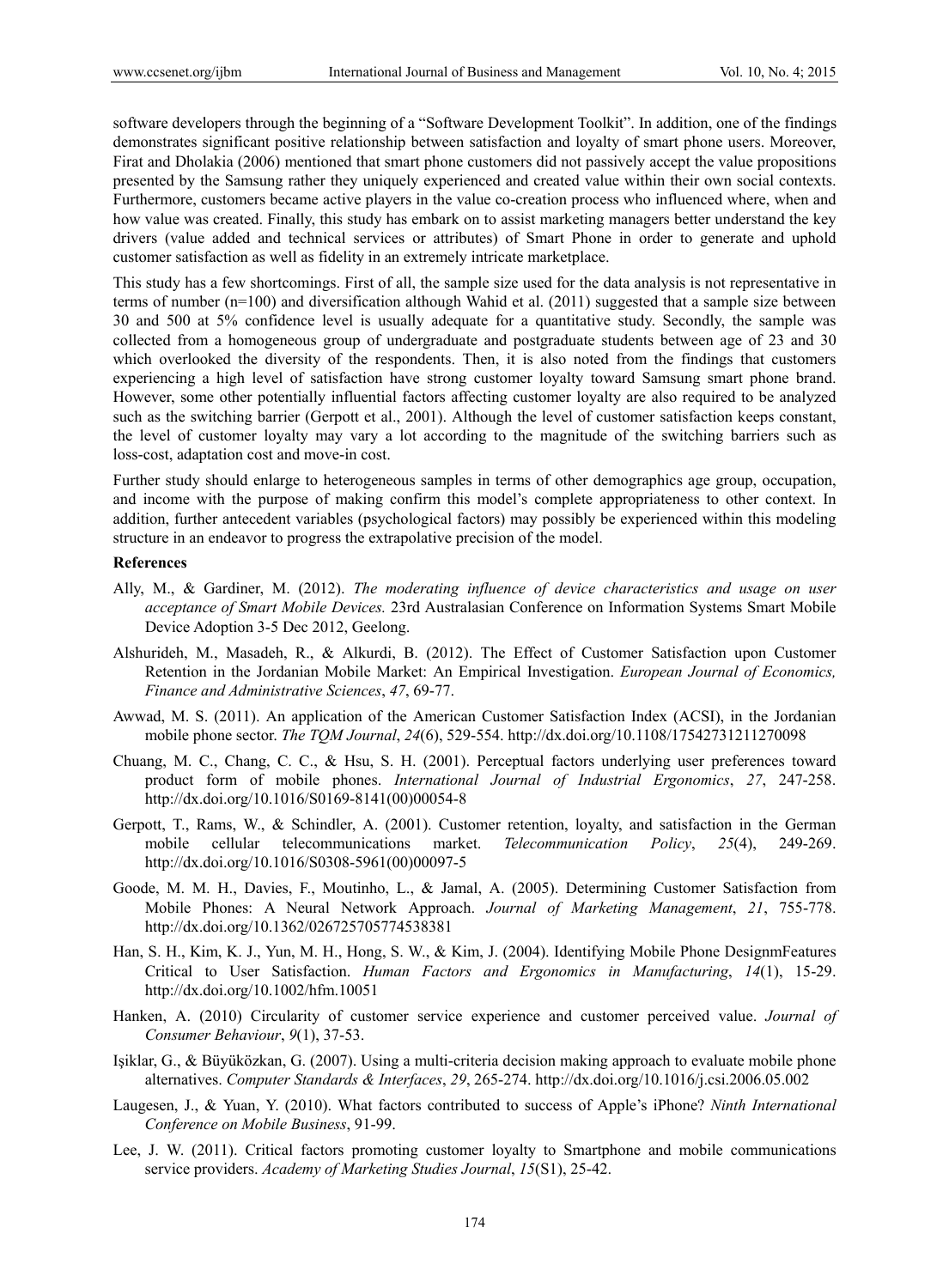software developers through the beginning of a "Software Development Toolkit". In addition, one of the findings demonstrates significant positive relationship between satisfaction and loyalty of smart phone users. Moreover, Firat and Dholakia (2006) mentioned that smart phone customers did not passively accept the value propositions presented by the Samsung rather they uniquely experienced and created value within their own social contexts. Furthermore, customers became active players in the value co-creation process who influenced where, when and how value was created. Finally, this study has embark on to assist marketing managers better understand the key drivers (value added and technical services or attributes) of Smart Phone in order to generate and uphold customer satisfaction as well as fidelity in an extremely intricate marketplace.

This study has a few shortcomings. First of all, the sample size used for the data analysis is not representative in terms of number (n=100) and diversification although Wahid et al. (2011) suggested that a sample size between 30 and 500 at 5% confidence level is usually adequate for a quantitative study. Secondly, the sample was collected from a homogeneous group of undergraduate and postgraduate students between age of 23 and 30 which overlooked the diversity of the respondents. Then, it is also noted from the findings that customers experiencing a high level of satisfaction have strong customer loyalty toward Samsung smart phone brand. However, some other potentially influential factors affecting customer loyalty are also required to be analyzed such as the switching barrier (Gerpott et al., 2001). Although the level of customer satisfaction keeps constant, the level of customer loyalty may vary a lot according to the magnitude of the switching barriers such as loss-cost, adaptation cost and move-in cost.

Further study should enlarge to heterogeneous samples in terms of other demographics age group, occupation, and income with the purpose of making confirm this model's complete appropriateness to other context. In addition, further antecedent variables (psychological factors) may possibly be experienced within this modeling structure in an endeavor to progress the extrapolative precision of the model.

**References**

Ally, M., & Gardiner, M. (2012). *The moderating influence of device characteristics and usage on user acceptance of Smart Mobile Devices.* 23rd Australasian Conference on Information Systems Smart Mobile Device Adoption 3-5 Dec 2012, Geelong.

Alshurideh, M., Masadeh, R., & Alkurdi, B. (2012). The Effect of Customer Satisfaction upon Customer Retention in the Jordanian Mobile Market: An Empirical Investigation. *European Journal of Economics, Finance and Administrative Sciences*, *47*, 69-77.

Awwad, M. S. (2011). An application of the American Customer Satisfaction Index (ACSI), in the Jordanian mobile phone sector. *The TQM Journal*, *24*(6), 529-554. http://dx.doi.org/10.1108/17542731211270098

Chuang, M. C., Chang, C. C., & Hsu, S. H. (2001). Perceptual factors underlying user preferences toward product form of mobile phones. *International Journal of Industrial Ergonomics*, *27*, 247-258. http://dx.doi.org/10.1016/S0169-8141(00)00054-8

Gerpott, T., Rams, W., & Schindler, A. (2001). Customer retention, loyalty, and satisfaction in the German mobile cellular telecommunications market. *Telecommunication Policy*, *25*(4), 249-269. http://dx.doi.org/10.1016/S0308-5961(00)00097-5

Goode, M. M. H., Davies, F., Moutinho, L., & Jamal, A. (2005). Determining Customer Satisfaction from Mobile Phones: A Neural Network Approach. *Journal of Marketing Management*, *21*, 755-778. http://dx.doi.org/10.1362/026725705774538381

Han, S. H., Kim, K. J., Yun, M. H., Hong, S. W., & Kim, J. (2004). Identifying Mobile Phone DesignmFeatures Critical to User Satisfaction. *Human Factors and Ergonomics in Manufacturing*, *14*(1), 15-29. http://dx.doi.org/10.1002/hfm.10051

Hanken, A. (2010) Circularity of customer service experience and customer perceived value. *Journal of Consumer Behaviour*, *9*(1), 37-53.

Işiklar, G., & Büyüközkan, G. (2007). Using a multi-criteria decision making approach to evaluate mobile phone alternatives. *Computer Standards & Interfaces*, *29*, 265-274. http://dx.doi.org/10.1016/j.csi.2006.05.002

Laugesen, J., & Yuan, Y. (2010). What factors contributed to success of Apple's iPhone? *Ninth International Conference on Mobile Business*, 91-99.

Lee, J. W. (2011). Critical factors promoting customer loyalty to Smartphone and mobile communications service providers. *Academy of Marketing Studies Journal*, *15*(S1), 25-42.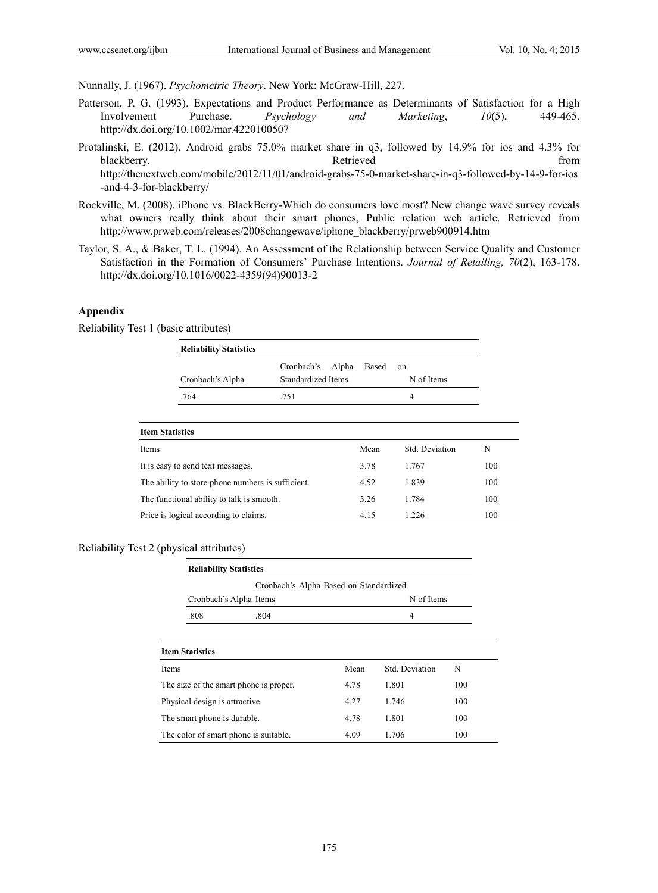Nunnally, J. (1967). *Psychometric Theory*. New York: McGraw-Hill, 227.

Patterson, P. G. (1993). Expectations and Product Performance as Determinants of Satisfaction for a High Involvement Purchase. *Psychology and Marketing*, *10*(5), 449-465. http://dx.doi.org/10.1002/mar.4220100507

Protalinski, E. (2012). Android grabs 75.0% market share in q3, followed by 14.9% for ios and 4.3% for blackberry. Retrieved from http://thenextweb.com/mobile/2012/11/01/android-grabs-75-0-market-share-in-q3-followed-by-14-9-for-ios-and-4-3-for-blackberry/

Rockville, M. (2008). iPhone vs. BlackBerry-Which do consumers love most? New change wave survey reveals what owners really think about their smart phones, Public relation web article. Retrieved from http://www.prweb.com/releases/2008changewave/iphone_blackberry/prweb900914.htm

Taylor, S. A., & Baker, T. L. (1994). An Assessment of the Relationship between Service Quality and Customer Satisfaction in the Formation of Consumers' Purchase Intentions. *Journal of Retailing, 70*(2), 163-178. http://dx.doi.org/10.1016/0022-4359(94)90013-2

## Appendix

Reliability Test 1 (basic attributes)

**Reliability Statistics**

| Cronbach's Alpha | Cronbach's Alpha Based on Standardized Items | N of Items |
|---|---|---|
| .764 | .751 | 4 |

**Item Statistics**

| Items | Mean | Std. Deviation | N |
|---|---|---|---|
| It is easy to send text messages. | 3.78 | 1.767 | 100 |
| The ability to store phone numbers is sufficient. | 4.52 | 1.839 | 100 |
| The functional ability to talk is smooth. | 3.26 | 1.784 | 100 |
| Price is logical according to claims. | 4.15 | 1.226 | 100 |

Reliability Test 2 (physical attributes)

**Reliability Statistics**

| Cronbach's Alpha | Cronbach's Alpha Based on Standardized Items | N of Items |
|---|---|---|
| .808 | .804 | 4 |

**Item Statistics**

| Items | Mean | Std. Deviation | N |
|---|---|---|---|
| The size of the smart phone is proper. | 4.78 | 1.801 | 100 |
| Physical design is attractive. | 4.27 | 1.746 | 100 |
| The smart phone is durable. | 4.78 | 1.801 | 100 |
| The color of smart phone is suitable. | 4.09 | 1.706 | 100 |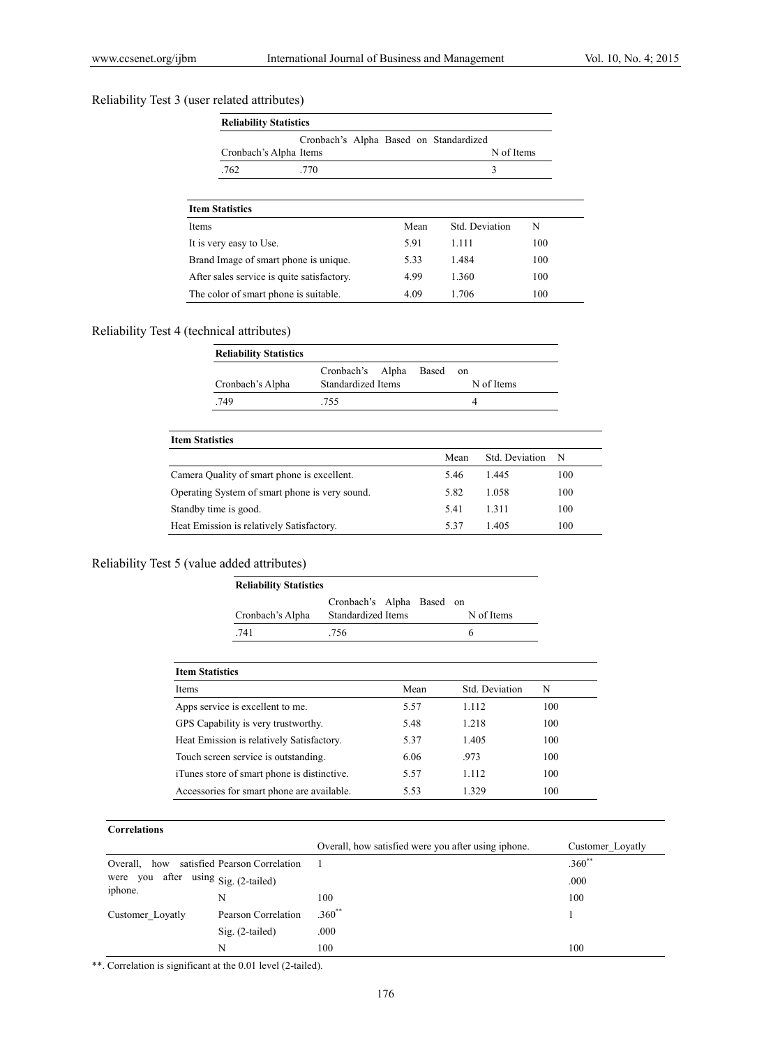Reliability Test 3 (user related attributes)

| **Reliability Statistics** | | |
|---|---|---|
| Cronbach's Alpha | Cronbach's Alpha Based on Standardized Items | N of Items |
| .762 | .770 | 3 |

| **Item Statistics** | | | |
|---|---|---|---|
| Items | Mean | Std. Deviation | N |
| It is very easy to Use. | 5.91 | 1.111 | 100 |
| Brand Image of smart phone is unique. | 5.33 | 1.484 | 100 |
| After sales service is quite satisfactory. | 4.99 | 1.360 | 100 |
| The color of smart phone is suitable. | 4.09 | 1.706 | 100 |

Reliability Test 4 (technical attributes)

| **Reliability Statistics** | | |
|---|---|---|
| Cronbach's Alpha | Cronbach's Alpha Based on Standardized Items | N of Items |
| .749 | .755 | 4 |

| **Item Statistics** | | | |
|---|---|---|---|
| | Mean | Std. Deviation | N |
| Camera Quality of smart phone is excellent. | 5.46 | 1.445 | 100 |
| Operating System of smart phone is very sound. | 5.82 | 1.058 | 100 |
| Standby time is good. | 5.41 | 1.311 | 100 |
| Heat Emission is relatively Satisfactory. | 5.37 | 1.405 | 100 |

Reliability Test 5 (value added attributes)

| **Reliability Statistics** | | |
|---|---|---|
| Cronbach's Alpha | Cronbach's Alpha Based on Standardized Items | N of Items |
| .741 | .756 | 6 |

| **Item Statistics** | | | |
|---|---|---|---|
| Items | Mean | Std. Deviation | N |
| Apps service is excellent to me. | 5.57 | 1.112 | 100 |
| GPS Capability is very trustworthy. | 5.48 | 1.218 | 100 |
| Heat Emission is relatively Satisfactory. | 5.37 | 1.405 | 100 |
| Touch screen service is outstanding. | 6.06 | .973 | 100 |
| iTunes store of smart phone is distinctive. | 5.57 | 1.112 | 100 |
| Accessories for smart phone are available. | 5.53 | 1.329 | 100 |

| **Correlations** | | | |
|---|---|---|---|
| | | Overall, how satisfied were you after using iphone. | Customer_Loyatly |
| Overall, how satisfied were you after using iphone. | Pearson Correlation | 1 | .360** |
| | Sig. (2-tailed) | | .000 |
| | N | 100 | 100 |
| Customer_Loyatly | Pearson Correlation | .360** | 1 |
| | Sig. (2-tailed) | .000 | |
| | N | 100 | 100 |

**. Correlation is significant at the 0.01 level (2-tailed).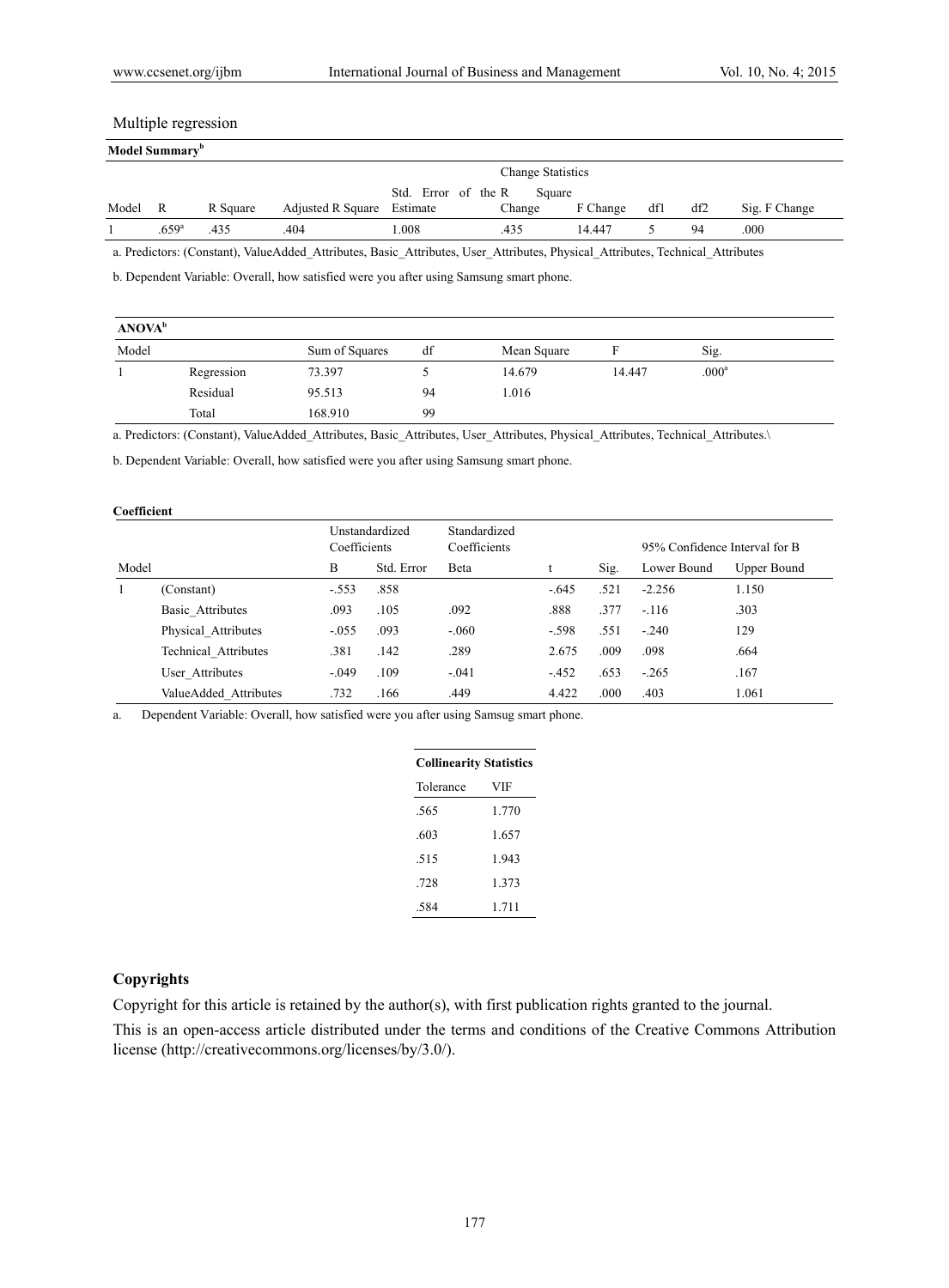Multiple regression

**Model Summary**[b]

| | | | | | Change Statistics | | | | |
|---|---|---|---|---|---|---|---|---|---|
| Model | R | R Square | Adjusted R Square | Std. Error of the Estimate | R Square Change | F Change | df1 | df2 | Sig. F Change |
| 1 | .659[a] | .435 | .404 | 1.008 | .435 | 14.447 | 5 | 94 | .000 |

a. Predictors: (Constant), ValueAdded_Attributes, Basic_Attributes, User_Attributes, Physical_Attributes, Technical_Attributes

b. Dependent Variable: Overall, how satisfied were you after using Samsung smart phone.

**ANOVA**[b]

| Model | | Sum of Squares | df | Mean Square | F | Sig. |
|---|---|---|---|---|---|---|
| 1 | Regression | 73.397 | 5 | 14.679 | 14.447 | .000[a] |
| | Residual | 95.513 | 94 | 1.016 | | |
| | Total | 168.910 | 99 | | | |

a. Predictors: (Constant), ValueAdded_Attributes, Basic_Attributes, User_Attributes, Physical_Attributes, Technical_Attributes.\

b. Dependent Variable: Overall, how satisfied were you after using Samsung smart phone.

**Coefficient**

| | | Unstandardized Coefficients | | Standardized Coefficients | | | 95% Confidence Interval for B | |
|---|---|---|---|---|---|---|---|---|
| Model | | B | Std. Error | Beta | t | Sig. | Lower Bound | Upper Bound |
| 1 | (Constant) | -.553 | .858 | | -.645 | .521 | -2.256 | 1.150 |
| | Basic_Attributes | .093 | .105 | .092 | .888 | .377 | -.116 | .303 |
| | Physical_Attributes | -.055 | .093 | -.060 | -.598 | .551 | -.240 | 129 |
| | Technical_Attributes | .381 | .142 | .289 | 2.675 | .009 | .098 | .664 |
| | User_Attributes | -.049 | .109 | -.041 | -.452 | .653 | -.265 | .167 |
| | ValueAdded_Attributes | .732 | .166 | .449 | 4.422 | .000 | .403 | 1.061 |

a. Dependent Variable: Overall, how satisfied were you after using Samsug smart phone.

| Collinearity Statistics | |
|---|---|
| Tolerance | VIF |
| .565 | 1.770 |
| .603 | 1.657 |
| .515 | 1.943 |
| .728 | 1.373 |
| .584 | 1.711 |

## Copyrights

Copyright for this article is retained by the author(s), with first publication rights granted to the journal.

This is an open-access article distributed under the terms and conditions of the Creative Commons Attribution license (http://creativecommons.org/licenses/by/3.0/).